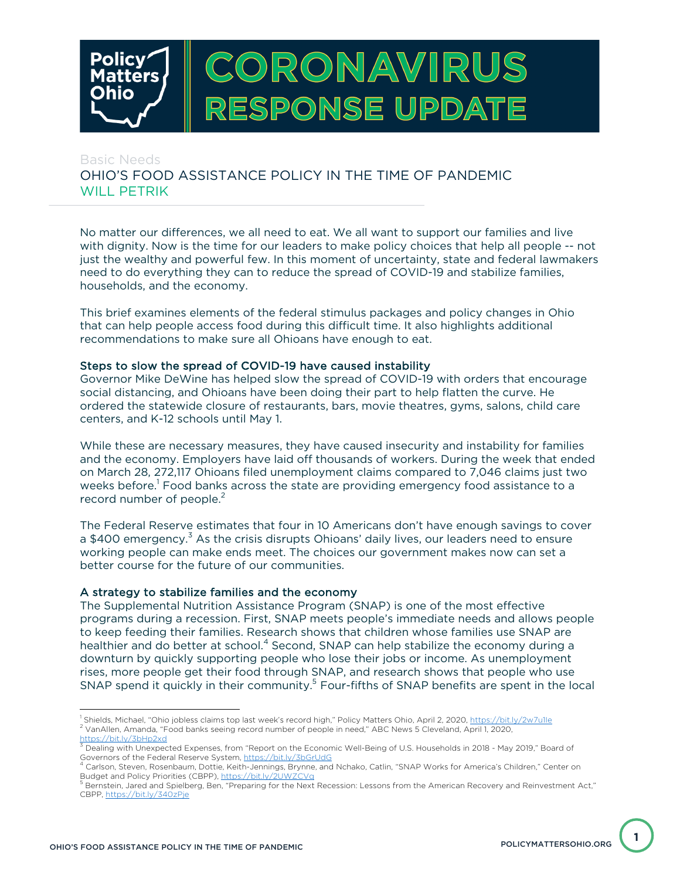# CORONAVIRUS RESPONSE UPDATE

Basic Needs

## OHIO'S FOOD ASSISTANCE POLICY IN THE TIME OF PANDEMIC

WILL PETRIK

No matter our differences, we all need to eat. We all want to support our families and live with dignity. Now is the time for our leaders to make policy choices that help all people -- not just the wealthy and powerful few. In this moment of uncertainty, state and federal lawmakers need to do everything they can to reduce the spread of COVID-19 and stabilize families, households, and the economy.

This brief examines elements of the federal stimulus packages and policy changes in Ohio that can help people access food during this difficult time. It also highlights additional recommendations to make sure all Ohioans have enough to eat.

### Steps to slow the spread of COVID-19 have caused instability

Governor Mike DeWine has helped slow the spread of COVID-19 with orders that encourage social distancing, and Ohioans have been doing their part to help flatten the curve. He ordered the statewide closure of restaurants, bars, movie theatres, gyms, salons, child care centers, and K-12 schools until May 1.

While these are necessary measures, they have caused insecurity and instability for families and the economy. Employers have laid off thousands of workers. During the week that ended on March 28, 272,117 Ohioans filed unemployment claims compared to 7,046 claims just two weeks before.[1] Food banks across the state are providing emergency food assistance to a record number of people.[2]

The Federal Reserve estimates that four in 10 Americans don't have enough savings to cover a $400 emergency.[3] As the crisis disrupts Ohioans' daily lives, our leaders need to ensure working people can make ends meet. The choices our government makes now can set a better course for the future of our communities.

### A strategy to stabilize families and the economy

The Supplemental Nutrition Assistance Program (SNAP) is one of the most effective programs during a recession. First, SNAP meets people's immediate needs and allows people to keep feeding their families. Research shows that children whose families use SNAP are healthier and do better at school.[4] Second, SNAP can help stabilize the economy during a downturn by quickly supporting people who lose their jobs or income. As unemployment rises, more people get their food through SNAP, and research shows that people who use SNAP spend it quickly in their community.[5] Four-fifths of SNAP benefits are spent in the local

---

[1] Shields, Michael, "Ohio jobless claims top last week's record high," Policy Matters Ohio, April 2, 2020, https://bit.ly/2w7u1le

[2] VanAllen, Amanda, "Food banks seeing record number of people in need," ABC News 5 Cleveland, April 1, 2020, https://bit.ly/3bHp2xd

[3] Dealing with Unexpected Expenses, from "Report on the Economic Well-Being of U.S. Households in 2018 - May 2019," Board of Governors of the Federal Reserve System, https://bit.ly/3bGrUdG

[4] Carlson, Steven, Rosenbaum, Dottie, Keith-Jennings, Brynne, and Nchako, Catlin, "SNAP Works for America's Children," Center on Budget and Policy Priorities (CBPP), https://bit.ly/2UWZCVq

[5] Bernstein, Jared and Spielberg, Ben, "Preparing for the Next Recession: Lessons from the American Recovery and Reinvestment Act," CBPP, https://bit.ly/340zPje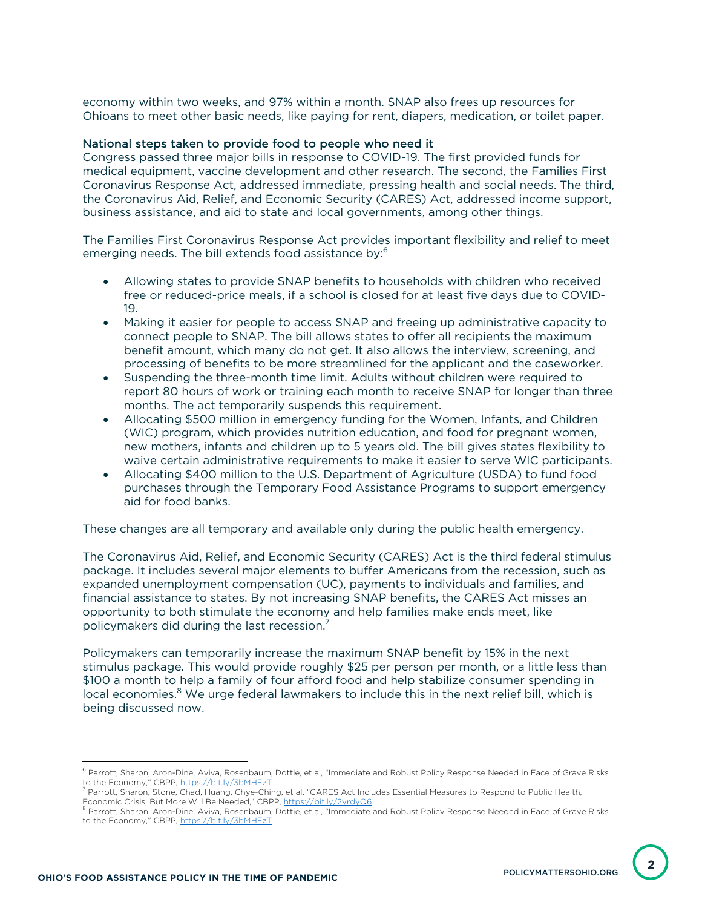economy within two weeks, and 97% within a month. SNAP also frees up resources for Ohioans to meet other basic needs, like paying for rent, diapers, medication, or toilet paper.

### National steps taken to provide food to people who need it

Congress passed three major bills in response to COVID-19. The first provided funds for medical equipment, vaccine development and other research. The second, the Families First Coronavirus Response Act, addressed immediate, pressing health and social needs. The third, the Coronavirus Aid, Relief, and Economic Security (CARES) Act, addressed income support, business assistance, and aid to state and local governments, among other things.

The Families First Coronavirus Response Act provides important flexibility and relief to meet emerging needs. The bill extends food assistance by:[6]

- Allowing states to provide SNAP benefits to households with children who received free or reduced-price meals, if a school is closed for at least five days due to COVID-19.
- Making it easier for people to access SNAP and freeing up administrative capacity to connect people to SNAP. The bill allows states to offer all recipients the maximum benefit amount, which many do not get. It also allows the interview, screening, and processing of benefits to be more streamlined for the applicant and the caseworker.
- Suspending the three-month time limit. Adults without children were required to report 80 hours of work or training each month to receive SNAP for longer than three months. The act temporarily suspends this requirement.
- Allocating $500 million in emergency funding for the Women, Infants, and Children (WIC) program, which provides nutrition education, and food for pregnant women, new mothers, infants and children up to 5 years old. The bill gives states flexibility to waive certain administrative requirements to make it easier to serve WIC participants.
- Allocating $400 million to the U.S. Department of Agriculture (USDA) to fund food purchases through the Temporary Food Assistance Programs to support emergency aid for food banks.

These changes are all temporary and available only during the public health emergency.

The Coronavirus Aid, Relief, and Economic Security (CARES) Act is the third federal stimulus package. It includes several major elements to buffer Americans from the recession, such as expanded unemployment compensation (UC), payments to individuals and families, and financial assistance to states. By not increasing SNAP benefits, the CARES Act misses an opportunity to both stimulate the economy and help families make ends meet, like policymakers did during the last recession.[7]

Policymakers can temporarily increase the maximum SNAP benefit by 15% in the next stimulus package. This would provide roughly $25 per person per month, or a little less than $100 a month to help a family of four afford food and help stabilize consumer spending in local economies.[8] We urge federal lawmakers to include this in the next relief bill, which is being discussed now.

---

[6] Parrott, Sharon, Aron-Dine, Aviva, Rosenbaum, Dottie, et al, "Immediate and Robust Policy Response Needed in Face of Grave Risks to the Economy," CBPP, https://bit.ly/3bMHFzT

[7] Parrott, Sharon, Stone, Chad, Huang, Chye-Ching, et al, "CARES Act Includes Essential Measures to Respond to Public Health, Economic Crisis, But More Will Be Needed," CBPP, https://bit.ly/2yrdyQ6

[8] Parrott, Sharon, Aron-Dine, Aviva, Rosenbaum, Dottie, et al, "Immediate and Robust Policy Response Needed in Face of Grave Risks to the Economy," CBPP, https://bit.ly/3bMHFzT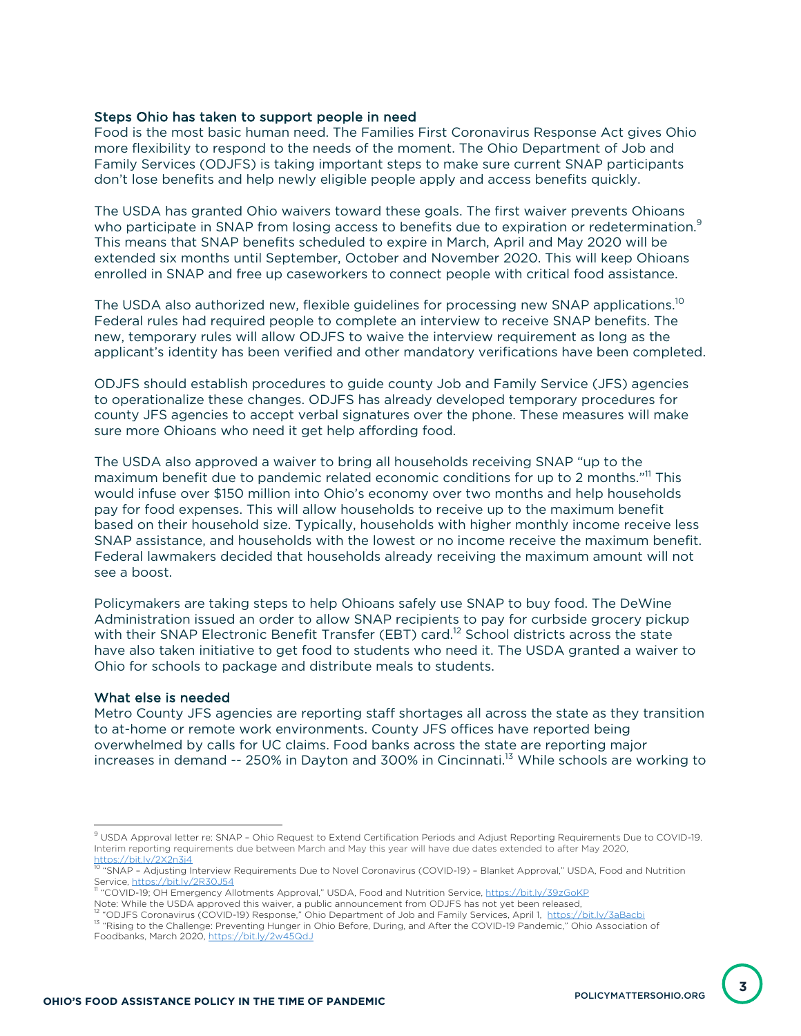### Steps Ohio has taken to support people in need

Food is the most basic human need. The Families First Coronavirus Response Act gives Ohio more flexibility to respond to the needs of the moment. The Ohio Department of Job and Family Services (ODJFS) is taking important steps to make sure current SNAP participants don't lose benefits and help newly eligible people apply and access benefits quickly.

The USDA has granted Ohio waivers toward these goals. The first waiver prevents Ohioans who participate in SNAP from losing access to benefits due to expiration or redetermination.[9] This means that SNAP benefits scheduled to expire in March, April and May 2020 will be extended six months until September, October and November 2020. This will keep Ohioans enrolled in SNAP and free up caseworkers to connect people with critical food assistance.

The USDA also authorized new, flexible guidelines for processing new SNAP applications.[10] Federal rules had required people to complete an interview to receive SNAP benefits. The new, temporary rules will allow ODJFS to waive the interview requirement as long as the applicant's identity has been verified and other mandatory verifications have been completed.

ODJFS should establish procedures to guide county Job and Family Service (JFS) agencies to operationalize these changes. ODJFS has already developed temporary procedures for county JFS agencies to accept verbal signatures over the phone. These measures will make sure more Ohioans who need it get help affording food.

The USDA also approved a waiver to bring all households receiving SNAP "up to the maximum benefit due to pandemic related economic conditions for up to 2 months."[11] This would infuse over $150 million into Ohio's economy over two months and help households pay for food expenses. This will allow households to receive up to the maximum benefit based on their household size. Typically, households with higher monthly income receive less SNAP assistance, and households with the lowest or no income receive the maximum benefit. Federal lawmakers decided that households already receiving the maximum amount will not see a boost.

Policymakers are taking steps to help Ohioans safely use SNAP to buy food. The DeWine Administration issued an order to allow SNAP recipients to pay for curbside grocery pickup with their SNAP Electronic Benefit Transfer (EBT) card.[12] School districts across the state have also taken initiative to get food to students who need it. The USDA granted a waiver to Ohio for schools to package and distribute meals to students.

### What else is needed

Metro County JFS agencies are reporting staff shortages all across the state as they transition to at-home or remote work environments. County JFS offices have reported being overwhelmed by calls for UC claims. Food banks across the state are reporting major increases in demand -- 250% in Dayton and 300% in Cincinnati.[13] While schools are working to

---

[9] USDA Approval letter re: SNAP – Ohio Request to Extend Certification Periods and Adjust Reporting Requirements Due to COVID-19. Interim reporting requirements due between March and May this year will have due dates extended to after May 2020, https://bit.ly/2X2n3j4

[10] "SNAP – Adjusting Interview Requirements Due to Novel Coronavirus (COVID-19) – Blanket Approval," USDA, Food and Nutrition Service, https://bit.ly/2R30J54

[11] "COVID-19; OH Emergency Allotments Approval," USDA, Food and Nutrition Service, https://bit.ly/39zGoKP
Note: While the USDA approved this waiver, a public announcement from ODJFS has not yet been released,

[12] "ODJFS Coronavirus (COVID-19) Response," Ohio Department of Job and Family Services, April 1, https://bit.ly/3aBacbi

[13] "Rising to the Challenge: Preventing Hunger in Ohio Before, During, and After the COVID-19 Pandemic," Ohio Association of Foodbanks, March 2020, https://bit.ly/2w45QdJ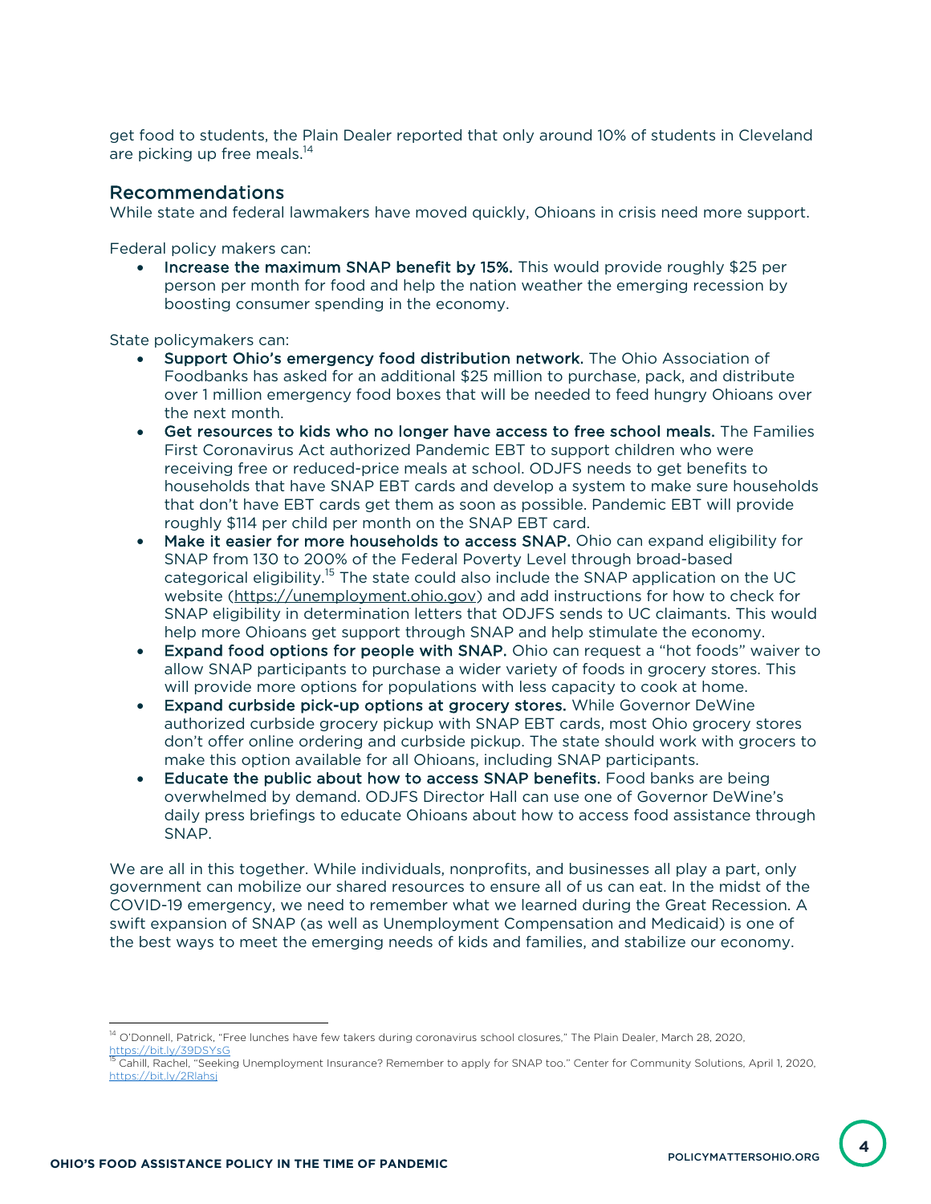get food to students, the Plain Dealer reported that only around 10% of students in Cleveland are picking up free meals.[14]

## Recommendations

While state and federal lawmakers have moved quickly, Ohioans in crisis need more support.

Federal policy makers can:

- **Increase the maximum SNAP benefit by 15%.** This would provide roughly $25 per person per month for food and help the nation weather the emerging recession by boosting consumer spending in the economy.

State policymakers can:

- **Support Ohio's emergency food distribution network.** The Ohio Association of Foodbanks has asked for an additional $25 million to purchase, pack, and distribute over 1 million emergency food boxes that will be needed to feed hungry Ohioans over the next month.
- **Get resources to kids who no longer have access to free school meals.** The Families First Coronavirus Act authorized Pandemic EBT to support children who were receiving free or reduced-price meals at school. ODJFS needs to get benefits to households that have SNAP EBT cards and develop a system to make sure households that don't have EBT cards get them as soon as possible. Pandemic EBT will provide roughly $114 per child per month on the SNAP EBT card.
- **Make it easier for more households to access SNAP.** Ohio can expand eligibility for SNAP from 130 to 200% of the Federal Poverty Level through broad-based categorical eligibility.[15] The state could also include the SNAP application on the UC website (https://unemployment.ohio.gov) and add instructions for how to check for SNAP eligibility in determination letters that ODJFS sends to UC claimants. This would help more Ohioans get support through SNAP and help stimulate the economy.
- **Expand food options for people with SNAP.** Ohio can request a "hot foods" waiver to allow SNAP participants to purchase a wider variety of foods in grocery stores. This will provide more options for populations with less capacity to cook at home.
- **Expand curbside pick-up options at grocery stores.** While Governor DeWine authorized curbside grocery pickup with SNAP EBT cards, most Ohio grocery stores don't offer online ordering and curbside pickup. The state should work with grocers to make this option available for all Ohioans, including SNAP participants.
- **Educate the public about how to access SNAP benefits.** Food banks are being overwhelmed by demand. ODJFS Director Hall can use one of Governor DeWine's daily press briefings to educate Ohioans about how to access food assistance through SNAP.

We are all in this together. While individuals, nonprofits, and businesses all play a part, only government can mobilize our shared resources to ensure all of us can eat. In the midst of the COVID-19 emergency, we need to remember what we learned during the Great Recession. A swift expansion of SNAP (as well as Unemployment Compensation and Medicaid) is one of the best ways to meet the emerging needs of kids and families, and stabilize our economy.

---

[14] O'Donnell, Patrick, "Free lunches have few takers during coronavirus school closures," The Plain Dealer, March 28, 2020, https://bit.ly/39DSYsG

[15] Cahill, Rachel, "Seeking Unemployment Insurance? Remember to apply for SNAP too." Center for Community Solutions, April 1, 2020, https://bit.ly/2Rlahsi